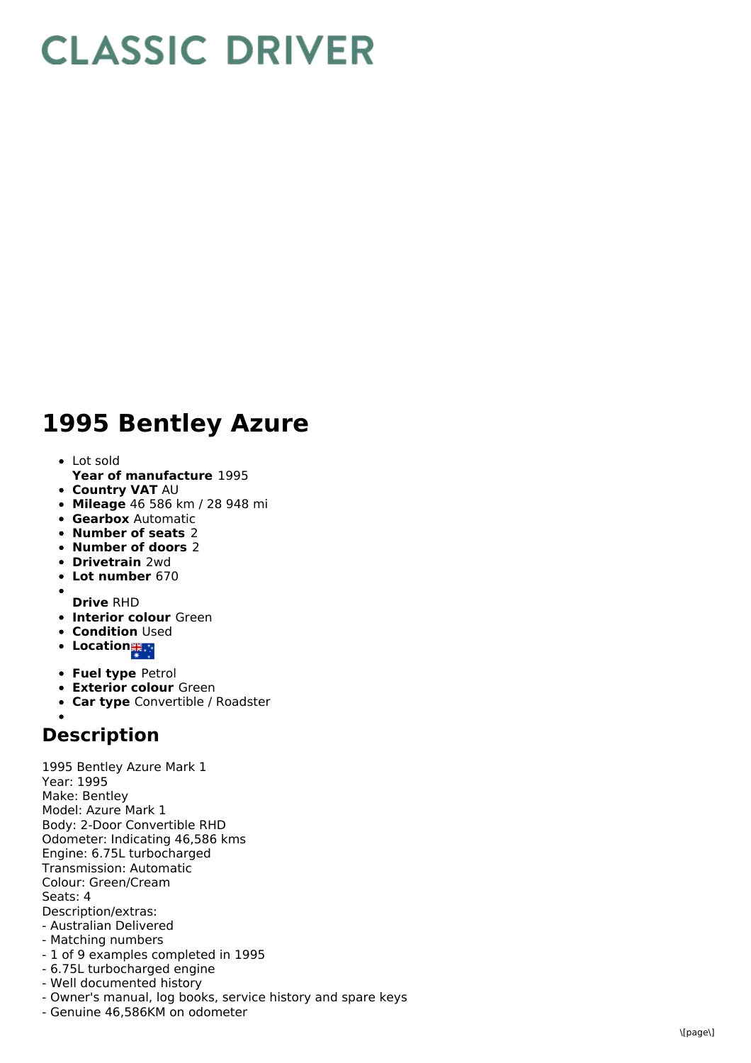# CLASSIC DRIVER

# 1995 Bentley Azure

- Lot sold
  **Year of manufacture** 1995
- **Country VAT** AU
- **Mileage** 46 586 km / 28 948 mi
- **Gearbox** Automatic
- **Number of seats** 2
- **Number of doors** 2
- **Drivetrain** 2wd
- **Lot number** 670
- **Drive** RHD
- **Interior colour** Green
- **Condition** Used
- **Location**
- **Fuel type** Petrol
- **Exterior colour** Green
- **Car type** Convertible / Roadster

## Description

1995 Bentley Azure Mark 1
Year: 1995
Make: Bentley
Model: Azure Mark 1
Body: 2-Door Convertible RHD
Odometer: Indicating 46,586 kms
Engine: 6.75L turbocharged
Transmission: Automatic
Colour: Green/Cream
Seats: 4
Description/extras:
- Australian Delivered
- Matching numbers
- 1 of 9 examples completed in 1995
- 6.75L turbocharged engine
- Well documented history
- Owner's manual, log books, service history and spare keys
- Genuine 46,586KM on odometer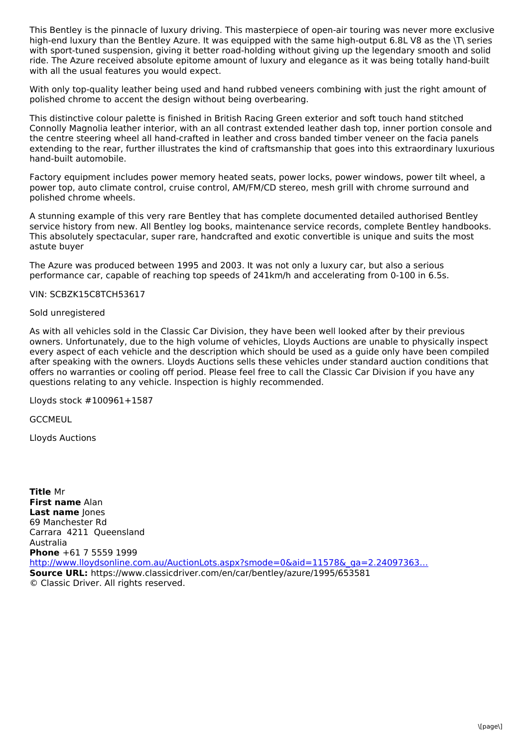This Bentley is the pinnacle of luxury driving. This masterpiece of open-air touring was never more exclusive high-end luxury than the Bentley Azure. It was equipped with the same high-output 6.8L V8 as the \T\ series with sport-tuned suspension, giving it better road-holding without giving up the legendary smooth and solid ride. The Azure received absolute epitome amount of luxury and elegance as it was being totally hand-built with all the usual features you would expect.

With only top-quality leather being used and hand rubbed veneers combining with just the right amount of polished chrome to accent the design without being overbearing.

This distinctive colour palette is finished in British Racing Green exterior and soft touch hand stitched Connolly Magnolia leather interior, with an all contrast extended leather dash top, inner portion console and the centre steering wheel all hand-crafted in leather and cross banded timber veneer on the facia panels extending to the rear, further illustrates the kind of craftsmanship that goes into this extraordinary luxurious hand-built automobile.

Factory equipment includes power memory heated seats, power locks, power windows, power tilt wheel, a power top, auto climate control, cruise control, AM/FM/CD stereo, mesh grill with chrome surround and polished chrome wheels.

A stunning example of this very rare Bentley that has complete documented detailed authorised Bentley service history from new. All Bentley log books, maintenance service records, complete Bentley handbooks. This absolutely spectacular, super rare, handcrafted and exotic convertible is unique and suits the most astute buyer

The Azure was produced between 1995 and 2003. It was not only a luxury car, but also a serious performance car, capable of reaching top speeds of 241km/h and accelerating from 0-100 in 6.5s.

VIN: SCBZK15C8TCH53617

Sold unregistered

As with all vehicles sold in the Classic Car Division, they have been well looked after by their previous owners. Unfortunately, due to the high volume of vehicles, Lloyds Auctions are unable to physically inspect every aspect of each vehicle and the description which should be used as a guide only have been compiled after speaking with the owners. Lloyds Auctions sells these vehicles under standard auction conditions that offers no warranties or cooling off period. Please feel free to call the Classic Car Division if you have any questions relating to any vehicle. Inspection is highly recommended.

Lloyds stock #100961+1587

GCCMEUL

Lloyds Auctions

**Title** Mr
**First name** Alan
**Last name** Jones
69 Manchester Rd
Carrara 4211 Queensland
Australia
**Phone** +61 7 5559 1999
http://www.lloydsonline.com.au/AuctionLots.aspx?smode=0&aid=11578&_ga=2.24097363...
**Source URL:** https://www.classicdriver.com/en/car/bentley/azure/1995/653581
© Classic Driver. All rights reserved.